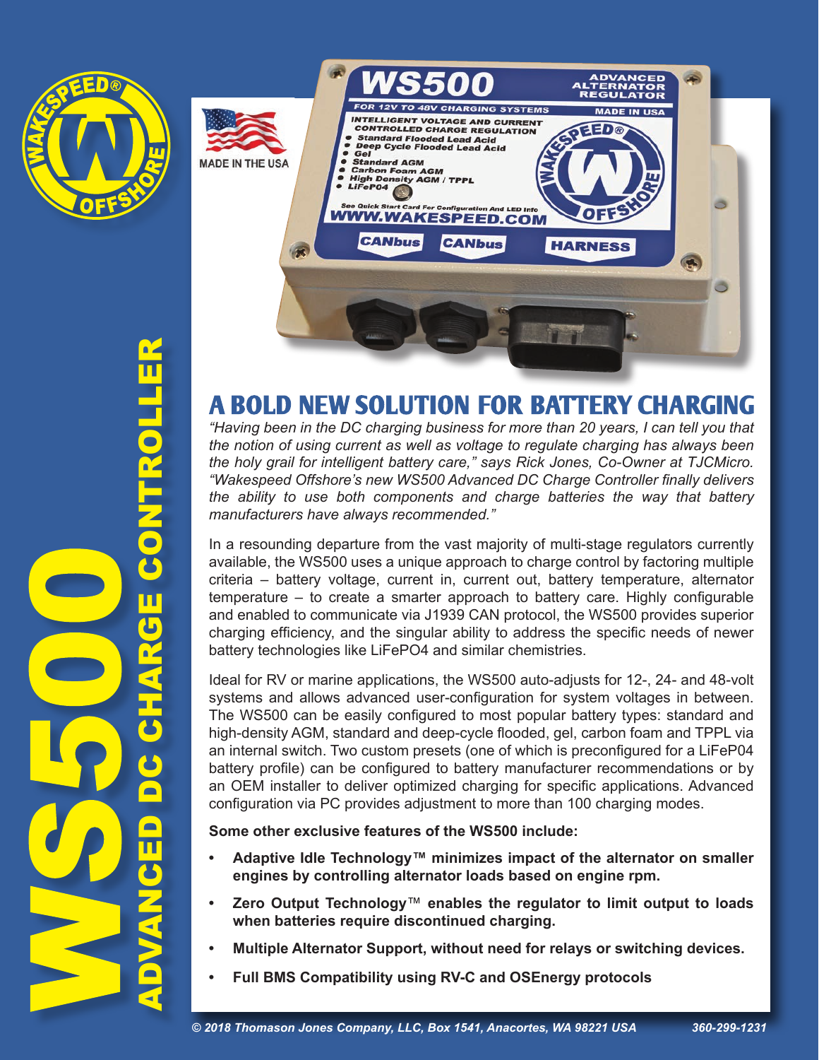# WS500

## ADVANCED DC CHARGE CONTROLLER

## A BOLD NEW SOLUTION FOR BATTERY CHARGING

*"Having been in the DC charging business for more than 20 years, I can tell you that the notion of using current as well as voltage to regulate charging has always been the holy grail for intelligent battery care," says Rick Jones, Co-Owner at TJCMicro. "Wakespeed Offshore's new WS500 Advanced DC Charge Controller finally delivers the ability to use both components and charge batteries the way that battery manufacturers have always recommended."*

In a resounding departure from the vast majority of multi-stage regulators currently available, the WS500 uses a unique approach to charge control by factoring multiple criteria – battery voltage, current in, current out, battery temperature, alternator temperature – to create a smarter approach to battery care. Highly configurable and enabled to communicate via J1939 CAN protocol, the WS500 provides superior charging efficiency, and the singular ability to address the specific needs of newer battery technologies like LiFePO4 and similar chemistries.

Ideal for RV or marine applications, the WS500 auto-adjusts for 12-, 24- and 48-volt systems and allows advanced user-configuration for system voltages in between. The WS500 can be easily configured to most popular battery types: standard and high-density AGM, standard and deep-cycle flooded, gel, carbon foam and TPPL via an internal switch. Two custom presets (one of which is preconfigured for a LiFeP04 battery profile) can be configured to battery manufacturer recommendations or by an OEM installer to deliver optimized charging for specific applications. Advanced configuration via PC provides adjustment to more than 100 charging modes.

**Some other exclusive features of the WS500 include:**

- **Adaptive Idle Technology™ minimizes impact of the alternator on smaller engines by controlling alternator loads based on engine rpm.**
- **Zero Output Technology™ enables the regulator to limit output to loads when batteries require discontinued charging.**
- **Multiple Alternator Support, without need for relays or switching devices.**
- **Full BMS Compatibility using RV-C and OSEnergy protocols**

*© 2018 Thomason Jones Company, LLC, Box 1541, Anacortes, WA 98221 USA* *360-299-1231*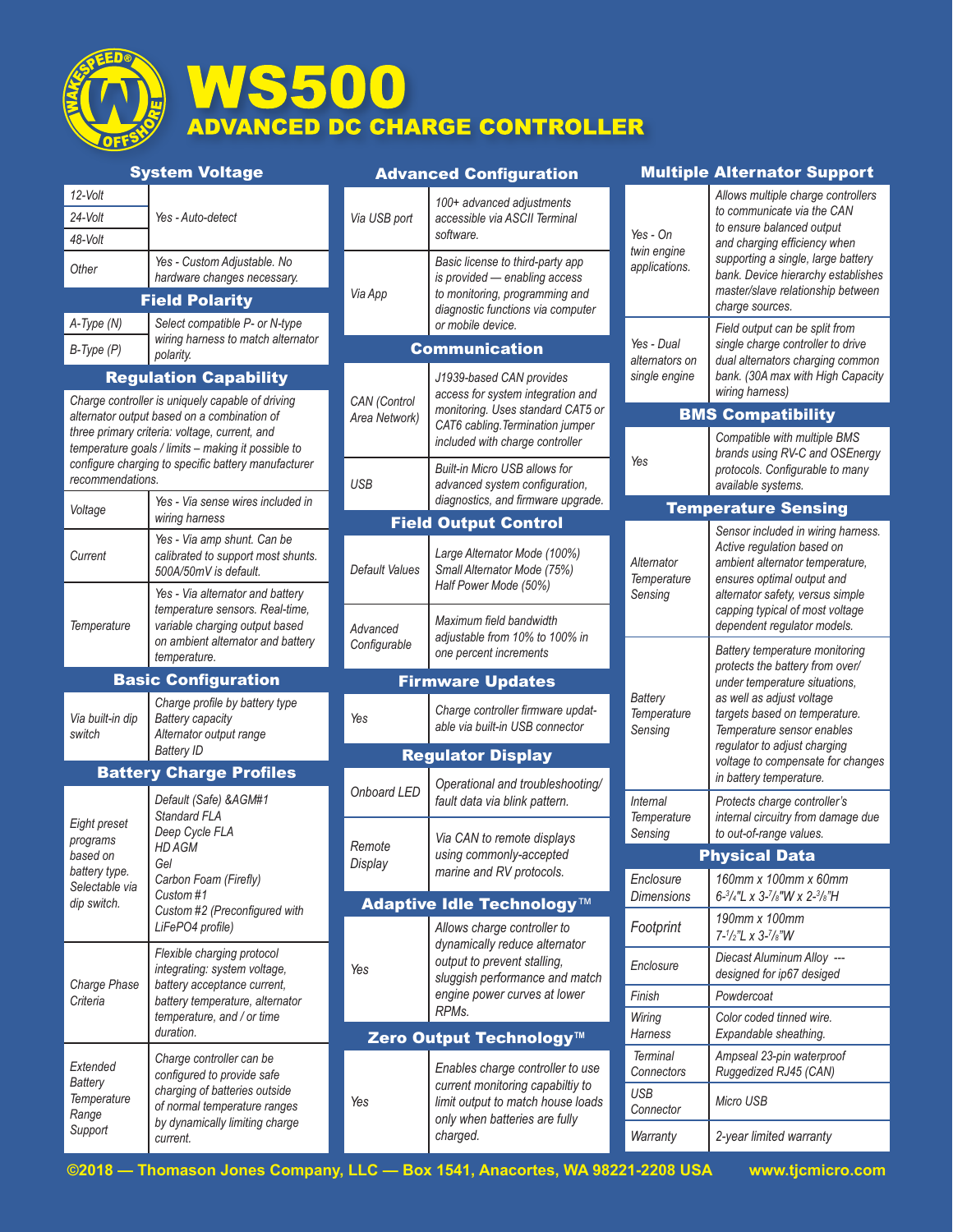# WS500

## ADVANCED DC CHARGE CONTROLLER

### System Voltage

| | |
|---|---|
| 12-Volt | Yes - Auto-detect |
| 24-Volt | |
| 48-Volt | |
| Other | Yes - Custom Adjustable. No hardware changes necessary. |

### Field Polarity

| | |
|---|---|
| A-Type (N) | Select compatible P- or N-type wiring harness to match alternator polarity. |
| B-Type (P) | |

### Regulation Capability

Charge controller is uniquely capable of driving alternator output based on a combination of three primary criteria: voltage, current, and temperature goals / limits – making it possible to configure charging to specific battery manufacturer recommendations.

| | |
|---|---|
| Voltage | Yes - Via sense wires included in wiring harness |
| Current | Yes - Via amp shunt. Can be calibrated to support most shunts. 500A/50mV is default. |
| Temperature | Yes - Via alternator and battery temperature sensors. Real-time, variable charging output based on ambient alternator and battery temperature. |

### Basic Configuration

| | |
|---|---|
| Via built-in dip switch | Charge profile by battery type<br>Battery capacity<br>Alternator output range<br>Battery ID |

### Battery Charge Profiles

| | |
|---|---|
| Eight preset programs based on battery type. Selectable via dip switch. | Default (Safe) &AGM#1<br>Standard FLA<br>Deep Cycle FLA<br>HD AGM<br>Gel<br>Carbon Foam (Firefly)<br>Custom #1<br>Custom #2 (Preconfigured with LiFePO4 profile) |
| Charge Phase Criteria | Flexible charging protocol integrating: system voltage, battery acceptance current, battery temperature, alternator temperature, and / or time duration. |
| Extended Battery Temperature Range Support | Charge controller can be configured to provide safe charging of batteries outside of normal temperature ranges by dynamically limiting charge current. |

### Advanced Configuration

| | |
|---|---|
| Via USB port | 100+ advanced adjustments accessible via ASCII Terminal software. |
| Via App | Basic license to third-party app is provided — enabling access to monitoring, programming and diagnostic functions via computer or mobile device. |

### Communication

| | |
|---|---|
| CAN (Control Area Network) | J1939-based CAN provides access for system integration and monitoring. Uses standard CAT5 or CAT6 cabling.Termination jumper included with charge controller |
| USB | Built-in Micro USB allows for advanced system configuration, diagnostics, and firmware upgrade. |

### Field Output Control

| | |
|---|---|
| Default Values | Large Alternator Mode (100%)<br>Small Alternator Mode (75%)<br>Half Power Mode (50%) |
| Advanced Configurable | Maximum field bandwidth adjustable from 10% to 100% in one percent increments |

### Firmware Updates

| | |
|---|---|
| Yes | Charge controller firmware updat-able via built-in USB connector |

### Regulator Display

| | |
|---|---|
| Onboard LED | Operational and troubleshooting/ fault data via blink pattern. |
| Remote Display | Via CAN to remote displays using commonly-accepted marine and RV protocols. |

### Adaptive Idle Technology™

| | |
|---|---|
| Yes | Allows charge controller to dynamically reduce alternator output to prevent stalling, sluggish performance and match engine power curves at lower RPMs. |

### Zero Output Technology™

| | |
|---|---|
| Yes | Enables charge controller to use current monitoring capabiltiy to limit output to match house loads only when batteries are fully charged. |

### Multiple Alternator Support

| | |
|---|---|
| Yes - On twin engine applications. | Allows multiple charge controllers to communicate via the CAN to ensure balanced output and charging efficiency when supporting a single, large battery bank. Device hierarchy establishes master/slave relationship between charge sources. |
| Yes - Dual alternators on single engine | Field output can be split from single charge controller to drive dual alternators charging common bank. (30A max with High Capacity wiring harness) |

### BMS Compatibility

| | |
|---|---|
| Yes | Compatible with multiple BMS brands using RV-C and OSEnergy protocols. Configurable to many available systems. |

### Temperature Sensing

| | |
|---|---|
| Alternator Temperature Sensing | Sensor included in wiring harness. Active regulation based on ambient alternator temperature, ensures optimal output and alternator safety, versus simple capping typical of most voltage dependent regulator models. |
| Battery Temperature Sensing | Battery temperature monitoring protects the battery from over/ under temperature situations, as well as adjust voltage targets based on temperature. Temperature sensor enables regulator to adjust charging voltage to compensate for changes in battery temperature. |
| Internal Temperature Sensing | Protects charge controller's internal circuitry from damage due to out-of-range values. |

### Physical Data

| | |
|---|---|
| Enclosure Dimensions | 160mm x 100mm x 60mm<br>6-3/4"L x 3-7/8"W x 2-3/8"H |
| Footprint | 190mm x 100mm<br>7-1/2"L x 3-7/8"W |
| Enclosure | Diecast Aluminum Alloy --- designed for ip67 desiged |
| Finish | Powdercoat |
| Wiring Harness | Color coded tinned wire. Expandable sheathing. |
| Terminal Connectors | Ampseal 23-pin waterproof Ruggedized RJ45 (CAN) |
| USB Connector | Micro USB |
| Warranty | 2-year limited warranty |

©2018 — Thomason Jones Company, LLC — Box 1541, Anacortes, WA 98221-2208 USA www.tjcmicro.com